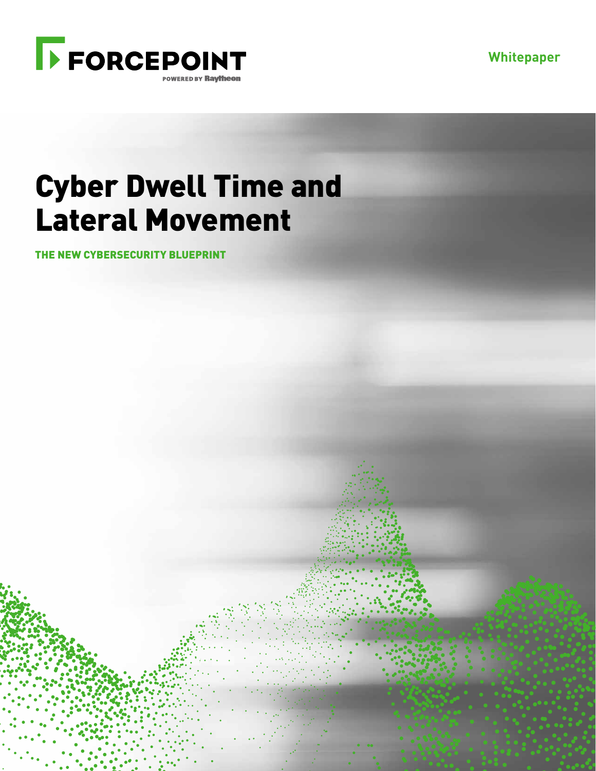FORCEPOINT

POWERED BY Raytheon

Whitepaper

# Cyber Dwell Time and Lateral Movement

**THE NEW CYBERSECURITY BLUEPRINT**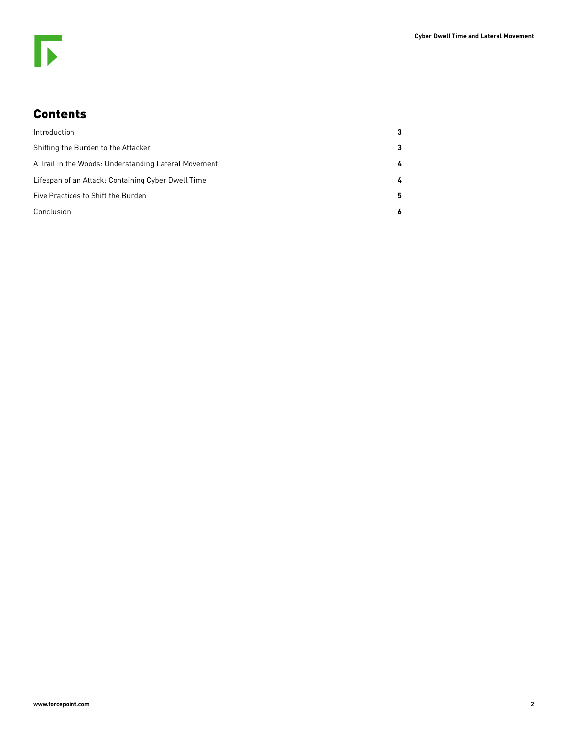## Contents

| | |
|---|---|
| Introduction | 3 |
| Shifting the Burden to the Attacker | 3 |
| A Trail in the Woods: Understanding Lateral Movement | 4 |
| Lifespan of an Attack: Containing Cyber Dwell Time | 4 |
| Five Practices to Shift the Burden | 5 |
| Conclusion | 6 |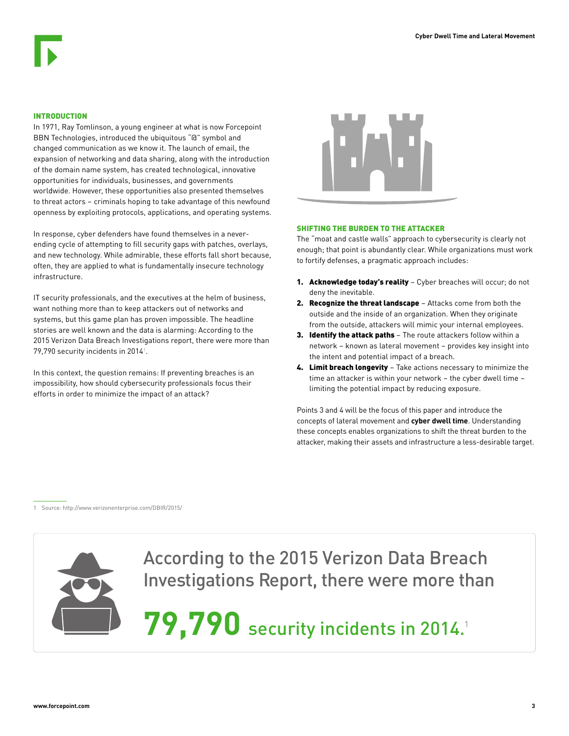## INTRODUCTION

In 1971, Ray Tomlinson, a young engineer at what is now Forcepoint BBN Technologies, introduced the ubiquitous "@" symbol and changed communication as we know it. The launch of email, the expansion of networking and data sharing, along with the introduction of the domain name system, has created technological, innovative opportunities for individuals, businesses, and governments worldwide. However, these opportunities also presented themselves to threat actors – criminals hoping to take advantage of this newfound openness by exploiting protocols, applications, and operating systems.

In response, cyber defenders have found themselves in a never-ending cycle of attempting to fill security gaps with patches, overlays, and new technology. While admirable, these efforts fall short because, often, they are applied to what is fundamentally insecure technology infrastructure.

IT security professionals, and the executives at the helm of business, want nothing more than to keep attackers out of networks and systems, but this game plan has proven impossible. The headline stories are well known and the data is alarming: According to the 2015 Verizon Data Breach Investigations report, there were more than 79,790 security incidents in 2014[1].

In this context, the question remains: If preventing breaches is an impossibility, how should cybersecurity professionals focus their efforts in order to minimize the impact of an attack?

## SHIFTING THE BURDEN TO THE ATTACKER

The "moat and castle walls" approach to cybersecurity is clearly not enough; that point is abundantly clear. While organizations must work to fortify defenses, a pragmatic approach includes:

1. **Acknowledge today's reality** – Cyber breaches will occur; do not deny the inevitable.
2. **Recognize the threat landscape** – Attacks come from both the outside and the inside of an organization. When they originate from the outside, attackers will mimic your internal employees.
3. **Identify the attack paths** – The route attackers follow within a network – known as lateral movement – provides key insight into the intent and potential impact of a breach.
4. **Limit breach longevity** – Take actions necessary to minimize the time an attacker is within your network – the cyber dwell time – limiting the potential impact by reducing exposure.

Points 3 and 4 will be the focus of this paper and introduce the concepts of lateral movement and **cyber dwell time**. Understanding these concepts enables organizations to shift the threat burden to the attacker, making their assets and infrastructure a less-desirable target.

1 Source: http://www.verizonenterprise.com/DBIR/2015/

According to the 2015 Verizon Data Breach Investigations Report, there were more than

**79,790** security incidents in 2014.[1]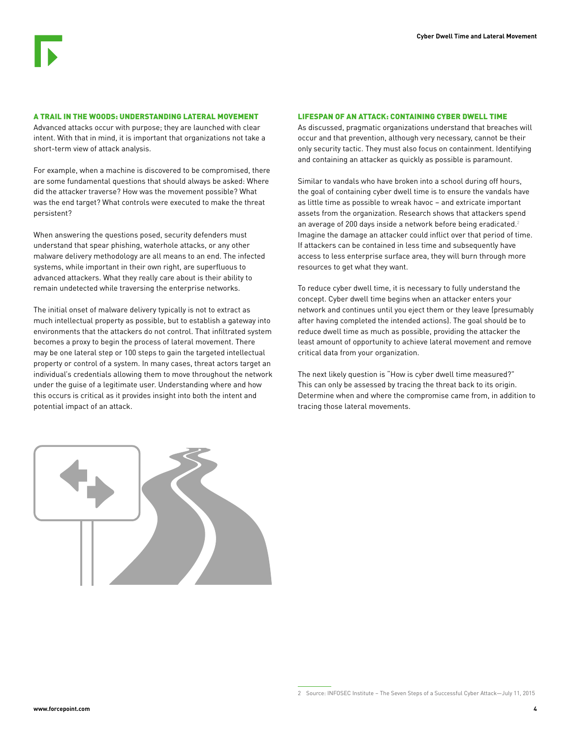## A TRAIL IN THE WOODS: UNDERSTANDING LATERAL MOVEMENT

Advanced attacks occur with purpose; they are launched with clear intent. With that in mind, it is important that organizations not take a short-term view of attack analysis.

For example, when a machine is discovered to be compromised, there are some fundamental questions that should always be asked: Where did the attacker traverse? How was the movement possible? What was the end target? What controls were executed to make the threat persistent?

When answering the questions posed, security defenders must understand that spear phishing, waterhole attacks, or any other malware delivery methodology are all means to an end. The infected systems, while important in their own right, are superfluous to advanced attackers. What they really care about is their ability to remain undetected while traversing the enterprise networks.

The initial onset of malware delivery typically is not to extract as much intellectual property as possible, but to establish a gateway into environments that the attackers do not control. That infiltrated system becomes a proxy to begin the process of lateral movement. There may be one lateral step or 100 steps to gain the targeted intellectual property or control of a system. In many cases, threat actors target an individual's credentials allowing them to move throughout the network under the guise of a legitimate user. Understanding where and how this occurs is critical as it provides insight into both the intent and potential impact of an attack.

## LIFESPAN OF AN ATTACK: CONTAINING CYBER DWELL TIME

As discussed, pragmatic organizations understand that breaches will occur and that prevention, although very necessary, cannot be their only security tactic. They must also focus on containment. Identifying and containing an attacker as quickly as possible is paramount.

Similar to vandals who have broken into a school during off hours, the goal of containing cyber dwell time is to ensure the vandals have as little time as possible to wreak havoc – and extricate important assets from the organization. Research shows that attackers spend an average of 200 days inside a network before being eradicated.[2] Imagine the damage an attacker could inflict over that period of time. If attackers can be contained in less time and subsequently have access to less enterprise surface area, they will burn through more resources to get what they want.

To reduce cyber dwell time, it is necessary to fully understand the concept. Cyber dwell time begins when an attacker enters your network and continues until you eject them or they leave (presumably after having completed the intended actions). The goal should be to reduce dwell time as much as possible, providing the attacker the least amount of opportunity to achieve lateral movement and remove critical data from your organization.

The next likely question is "How is cyber dwell time measured?" This can only be assessed by tracing the threat back to its origin. Determine when and where the compromise came from, in addition to tracing those lateral movements.

2 Source: INFOSEC Institute – The Seven Steps of a Successful Cyber Attack—July 11, 2015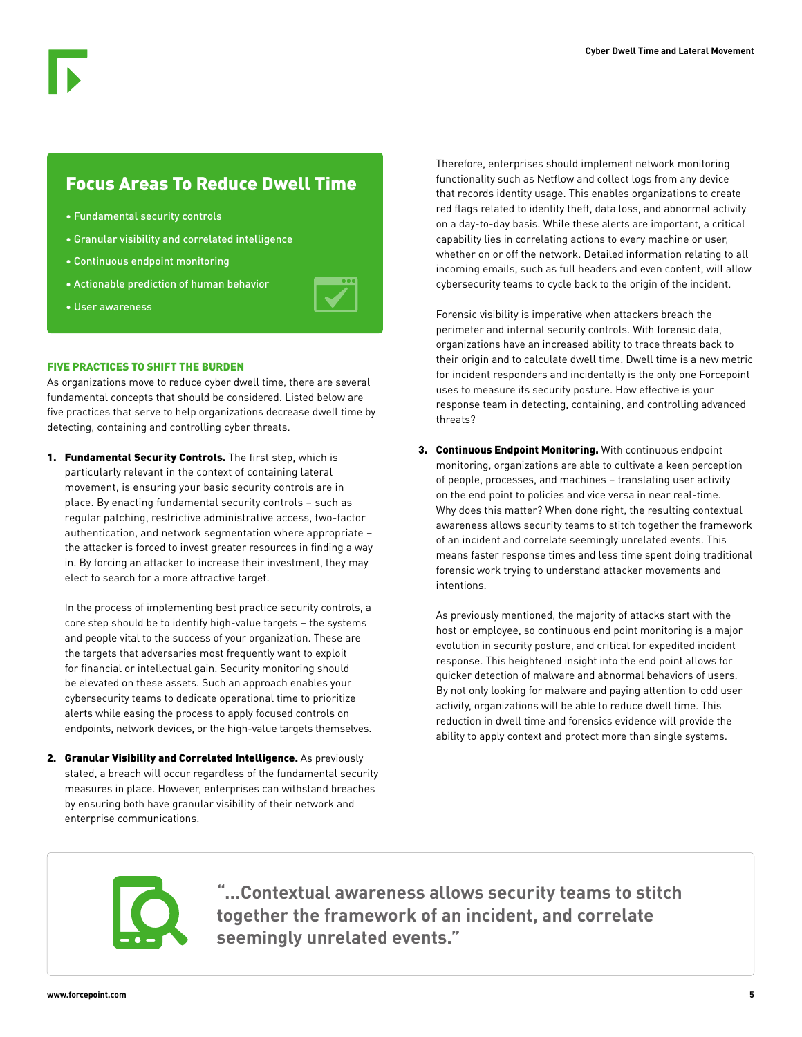## Focus Areas To Reduce Dwell Time

- Fundamental security controls
- Granular visibility and correlated intelligence
- Continuous endpoint monitoring
- Actionable prediction of human behavior
- User awareness

### FIVE PRACTICES TO SHIFT THE BURDEN

As organizations move to reduce cyber dwell time, there are several fundamental concepts that should be considered. Listed below are five practices that serve to help organizations decrease dwell time by detecting, containing and controlling cyber threats.

1. **Fundamental Security Controls.** The first step, which is particularly relevant in the context of containing lateral movement, is ensuring your basic security controls are in place. By enacting fundamental security controls – such as regular patching, restrictive administrative access, two-factor authentication, and network segmentation where appropriate – the attacker is forced to invest greater resources in finding a way in. By forcing an attacker to increase their investment, they may elect to search for a more attractive target.

   In the process of implementing best practice security controls, a core step should be to identify high-value targets – the systems and people vital to the success of your organization. These are the targets that adversaries most frequently want to exploit for financial or intellectual gain. Security monitoring should be elevated on these assets. Such an approach enables your cybersecurity teams to dedicate operational time to prioritize alerts while easing the process to apply focused controls on endpoints, network devices, or the high-value targets themselves.

2. **Granular Visibility and Correlated Intelligence.** As previously stated, a breach will occur regardless of the fundamental security measures in place. However, enterprises can withstand breaches by ensuring both have granular visibility of their network and enterprise communications.

   Therefore, enterprises should implement network monitoring functionality such as Netflow and collect logs from any device that records identity usage. This enables organizations to create red flags related to identity theft, data loss, and abnormal activity on a day-to-day basis. While these alerts are important, a critical capability lies in correlating actions to every machine or user, whether on or off the network. Detailed information relating to all incoming emails, such as full headers and even content, will allow cybersecurity teams to cycle back to the origin of the incident.

   Forensic visibility is imperative when attackers breach the perimeter and internal security controls. With forensic data, organizations have an increased ability to trace threats back to their origin and to calculate dwell time. Dwell time is a new metric for incident responders and incidentally is the only one Forcepoint uses to measure its security posture. How effective is your response team in detecting, containing, and controlling advanced threats?

3. **Continuous Endpoint Monitoring.** With continuous endpoint monitoring, organizations are able to cultivate a keen perception of people, processes, and machines – translating user activity on the end point to policies and vice versa in near real-time. Why does this matter? When done right, the resulting contextual awareness allows security teams to stitch together the framework of an incident and correlate seemingly unrelated events. This means faster response times and less time spent doing traditional forensic work trying to understand attacker movements and intentions.

   As previously mentioned, the majority of attacks start with the host or employee, so continuous end point monitoring is a major evolution in security posture, and critical for expedited incident response. This heightened insight into the end point allows for quicker detection of malware and abnormal behaviors of users. By not only looking for malware and paying attention to odd user activity, organizations will be able to reduce dwell time. This reduction in dwell time and forensics evidence will provide the ability to apply context and protect more than single systems.

> **"...Contextual awareness allows security teams to stitch together the framework of an incident, and correlate seemingly unrelated events."**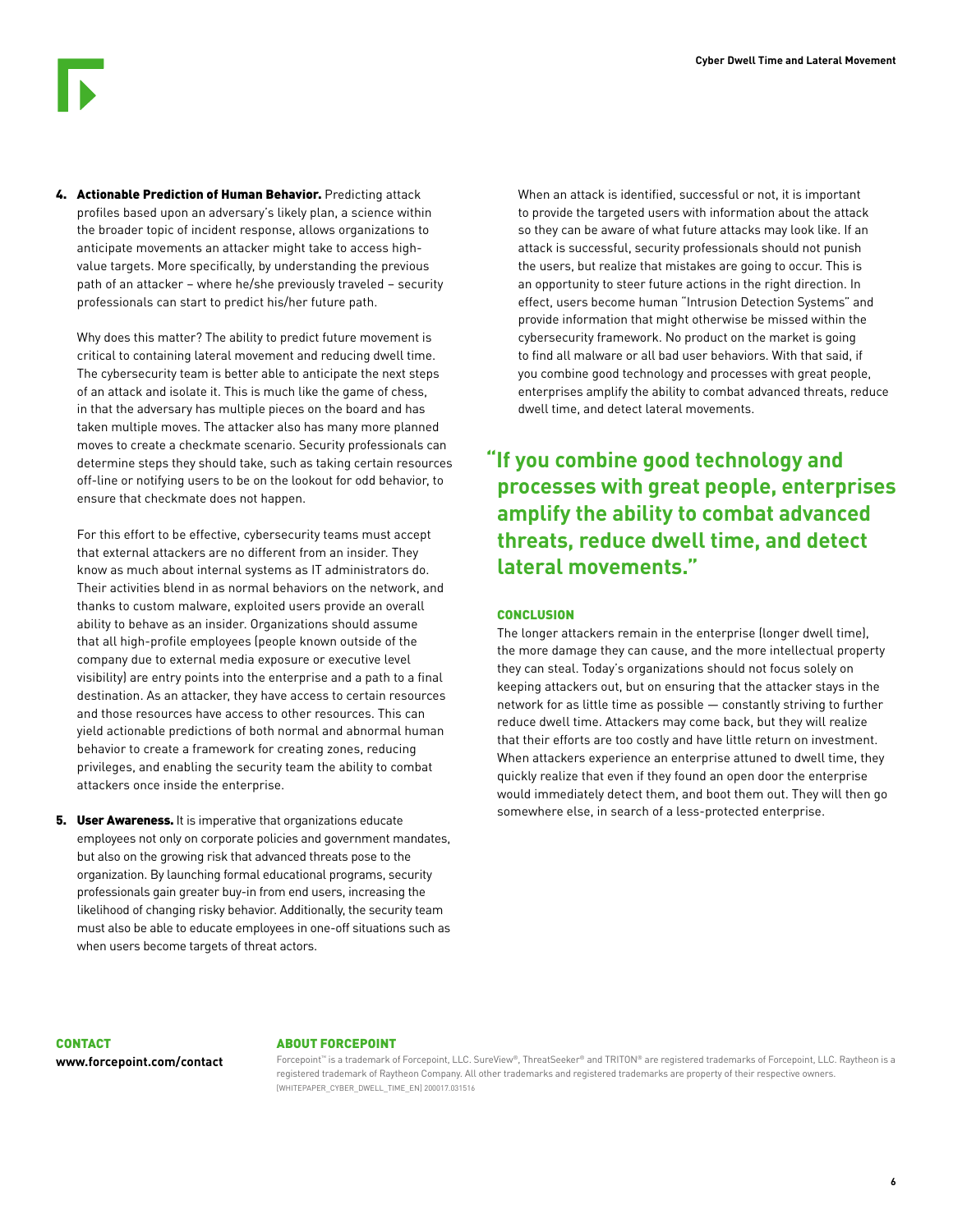4. **Actionable Prediction of Human Behavior.** Predicting attack profiles based upon an adversary's likely plan, a science within the broader topic of incident response, allows organizations to anticipate movements an attacker might take to access high-value targets. More specifically, by understanding the previous path of an attacker – where he/she previously traveled – security professionals can start to predict his/her future path.

   Why does this matter? The ability to predict future movement is critical to containing lateral movement and reducing dwell time. The cybersecurity team is better able to anticipate the next steps of an attack and isolate it. This is much like the game of chess, in that the adversary has multiple pieces on the board and has taken multiple moves. The attacker also has many more planned moves to create a checkmate scenario. Security professionals can determine steps they should take, such as taking certain resources off-line or notifying users to be on the lookout for odd behavior, to ensure that checkmate does not happen.

   For this effort to be effective, cybersecurity teams must accept that external attackers are no different from an insider. They know as much about internal systems as IT administrators do. Their activities blend in as normal behaviors on the network, and thanks to custom malware, exploited users provide an overall ability to behave as an insider. Organizations should assume that all high-profile employees (people known outside of the company due to external media exposure or executive level visibility) are entry points into the enterprise and a path to a final destination. As an attacker, they have access to certain resources and those resources have access to other resources. This can yield actionable predictions of both normal and abnormal human behavior to create a framework for creating zones, reducing privileges, and enabling the security team the ability to combat attackers once inside the enterprise.

5. **User Awareness.** It is imperative that organizations educate employees not only on corporate policies and government mandates, but also on the growing risk that advanced threats pose to the organization. By launching formal educational programs, security professionals gain greater buy-in from end users, increasing the likelihood of changing risky behavior. Additionally, the security team must also be able to educate employees in one-off situations such as when users become targets of threat actors.

   When an attack is identified, successful or not, it is important to provide the targeted users with information about the attack so they can be aware of what future attacks may look like. If an attack is successful, security professionals should not punish the users, but realize that mistakes are going to occur. This is an opportunity to steer future actions in the right direction. In effect, users become human "Intrusion Detection Systems" and provide information that might otherwise be missed within the cybersecurity framework. No product on the market is going to find all malware or all bad user behaviors. With that said, if you combine good technology and processes with great people, enterprises amplify the ability to combat advanced threats, reduce dwell time, and detect lateral movements.

> **"If you combine good technology and processes with great people, enterprises amplify the ability to combat advanced threats, reduce dwell time, and detect lateral movements."**

## CONCLUSION

The longer attackers remain in the enterprise (longer dwell time), the more damage they can cause, and the more intellectual property they can steal. Today's organizations should not focus solely on keeping attackers out, but on ensuring that the attacker stays in the network for as little time as possible — constantly striving to further reduce dwell time. Attackers may come back, but they will realize that their efforts are too costly and have little return on investment. When attackers experience an enterprise attuned to dwell time, they quickly realize that even if they found an open door the enterprise would immediately detect them, and boot them out. They will then go somewhere else, in search of a less-protected enterprise.

**CONTACT**

**www.forcepoint.com/contact**

**ABOUT FORCEPOINT**

Forcepoint™ is a trademark of Forcepoint, LLC. SureView®, ThreatSeeker® and TRITON® are registered trademarks of Forcepoint, LLC. Raytheon is a registered trademark of Raytheon Company. All other trademarks and registered trademarks are property of their respective owners.
[WHITEPAPER_CYBER_DWELL_TIME_EN] 200017.031516